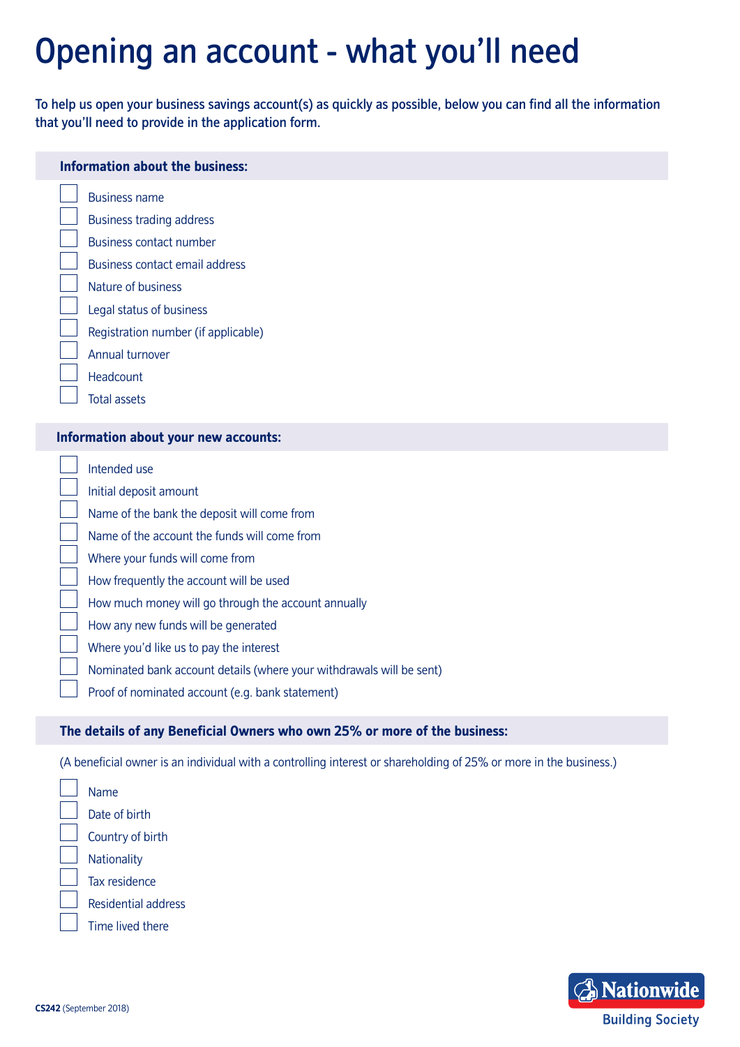# Opening an account - what you'll need

To help us open your business savings account(s) as quickly as possible, below you can find all the information that you'll need to provide in the application form.

## Information about the business:

- [ ] Business name
- [ ] Business trading address
- [ ] Business contact number
- [ ] Business contact email address
- [ ] Nature of business
- [ ] Legal status of business
- [ ] Registration number (if applicable)
- [ ] Annual turnover
- [ ] Headcount
- [ ] Total assets

## Information about your new accounts:

- [ ] Intended use
- [ ] Initial deposit amount
- [ ] Name of the bank the deposit will come from
- [ ] Name of the account the funds will come from
- [ ] Where your funds will come from
- [ ] How frequently the account will be used
- [ ] How much money will go through the account annually
- [ ] How any new funds will be generated
- [ ] Where you'd like us to pay the interest
- [ ] Nominated bank account details (where your withdrawals will be sent)
- [ ] Proof of nominated account (e.g. bank statement)

## The details of any Beneficial Owners who own 25% or more of the business:

(A beneficial owner is an individual with a controlling interest or shareholding of 25% or more in the business.)

- [ ] Name
- [ ] Date of birth
- [ ] Country of birth
- [ ] Nationality
- [ ] Tax residence
- [ ] Residential address
- [ ] Time lived there

**CS242** (September 2018)

Nationwide Building Society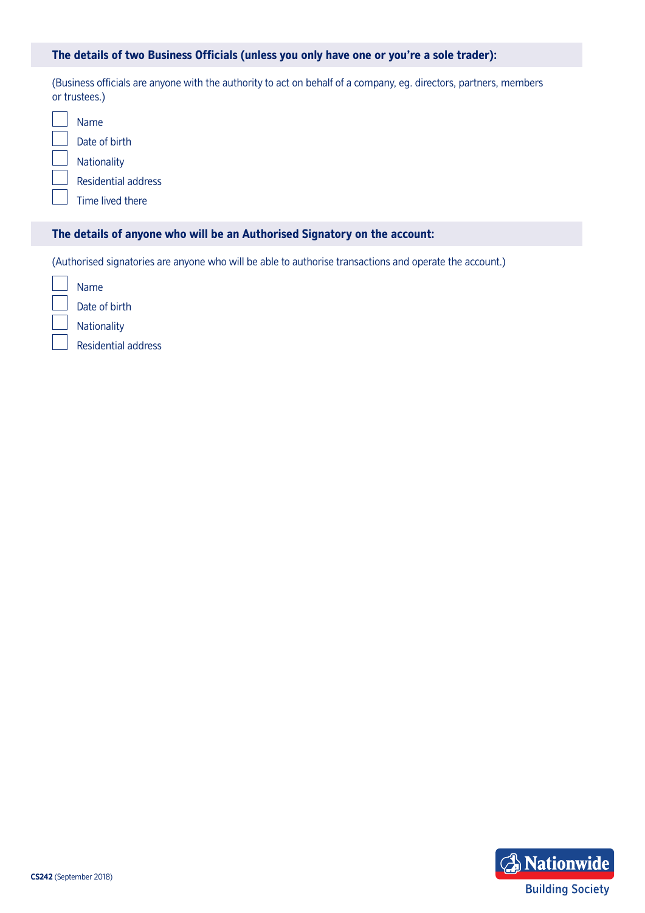### The details of two Business Officials (unless you only have one or you're a sole trader):

(Business officials are anyone with the authority to act on behalf of a company, eg. directors, partners, members or trustees.)

- [ ] Name
- [ ] Date of birth
- [ ] Nationality
- [ ] Residential address
- [ ] Time lived there

### The details of anyone who will be an Authorised Signatory on the account:

(Authorised signatories are anyone who will be able to authorise transactions and operate the account.)

- [ ] Name
- [ ] Date of birth
- [ ] Nationality
- [ ] Residential address

**CS242** (September 2018)

Nationwide Building Society